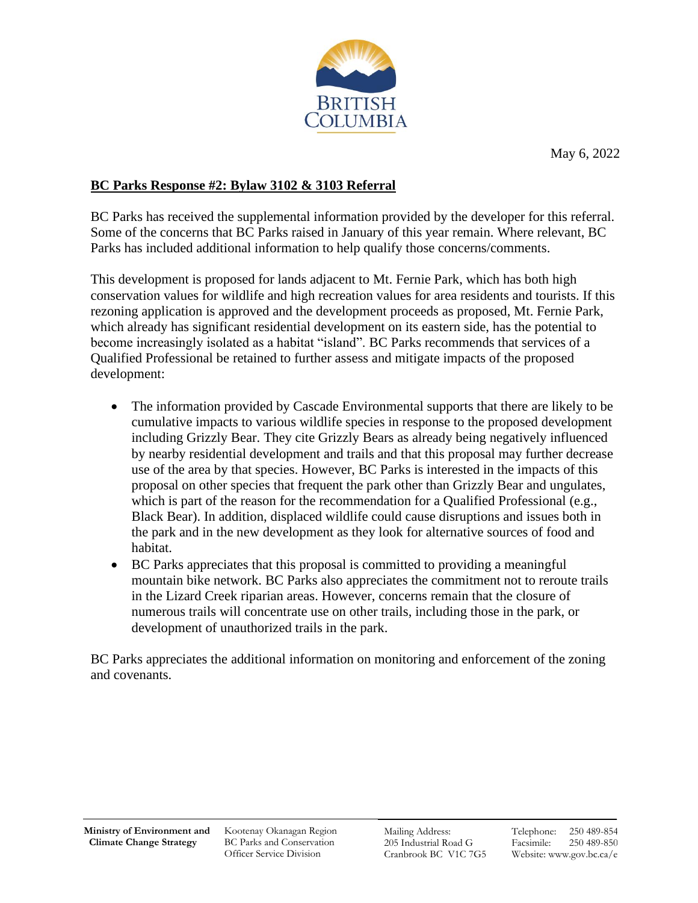BRITISH COLUMBIA

May 6, 2022

**BC Parks Response #2: Bylaw 3102 & 3103 Referral**

BC Parks has received the supplemental information provided by the developer for this referral. Some of the concerns that BC Parks raised in January of this year remain. Where relevant, BC Parks has included additional information to help qualify those concerns/comments.

This development is proposed for lands adjacent to Mt. Fernie Park, which has both high conservation values for wildlife and high recreation values for area residents and tourists. If this rezoning application is approved and the development proceeds as proposed, Mt. Fernie Park, which already has significant residential development on its eastern side, has the potential to become increasingly isolated as a habitat "island". BC Parks recommends that services of a Qualified Professional be retained to further assess and mitigate impacts of the proposed development:

- The information provided by Cascade Environmental supports that there are likely to be cumulative impacts to various wildlife species in response to the proposed development including Grizzly Bear. They cite Grizzly Bears as already being negatively influenced by nearby residential development and trails and that this proposal may further decrease use of the area by that species. However, BC Parks is interested in the impacts of this proposal on other species that frequent the park other than Grizzly Bear and ungulates, which is part of the reason for the recommendation for a Qualified Professional (e.g., Black Bear). In addition, displaced wildlife could cause disruptions and issues both in the park and in the new development as they look for alternative sources of food and habitat.
- BC Parks appreciates that this proposal is committed to providing a meaningful mountain bike network. BC Parks also appreciates the commitment not to reroute trails in the Lizard Creek riparian areas. However, concerns remain that the closure of numerous trails will concentrate use on other trails, including those in the park, or development of unauthorized trails in the park.

BC Parks appreciates the additional information on monitoring and enforcement of the zoning and covenants.

**Ministry of Environment and Climate Change Strategy** | Kootenay Okanagan Region BC Parks and Conservation Officer Service Division | Mailing Address: 205 Industrial Road G Cranbrook BC V1C 7G5 | Telephone: 250 489-854 Facsimile: 250 489-850 Website: www.gov.bc.ca/e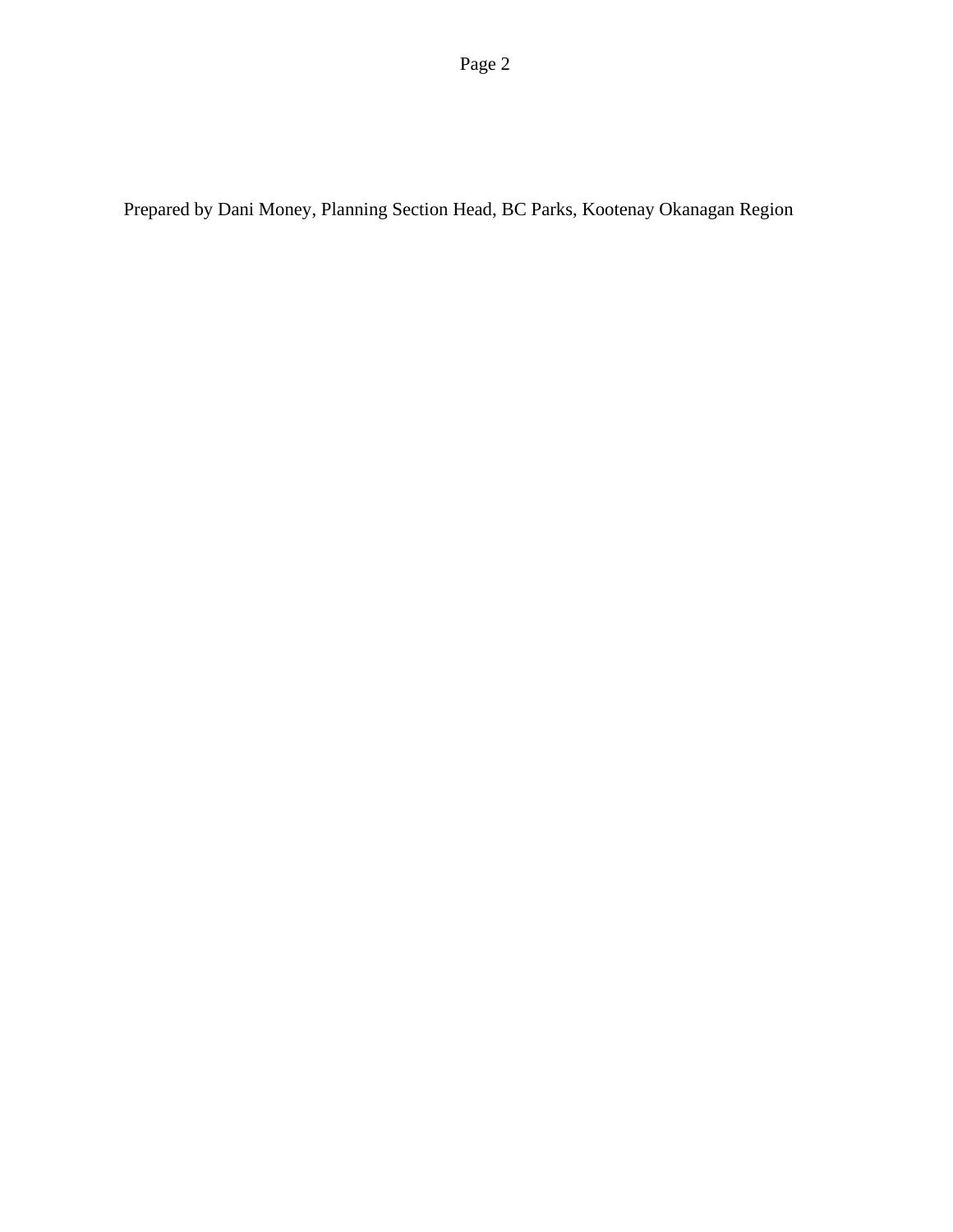Prepared by Dani Money, Planning Section Head, BC Parks, Kootenay Okanagan Region